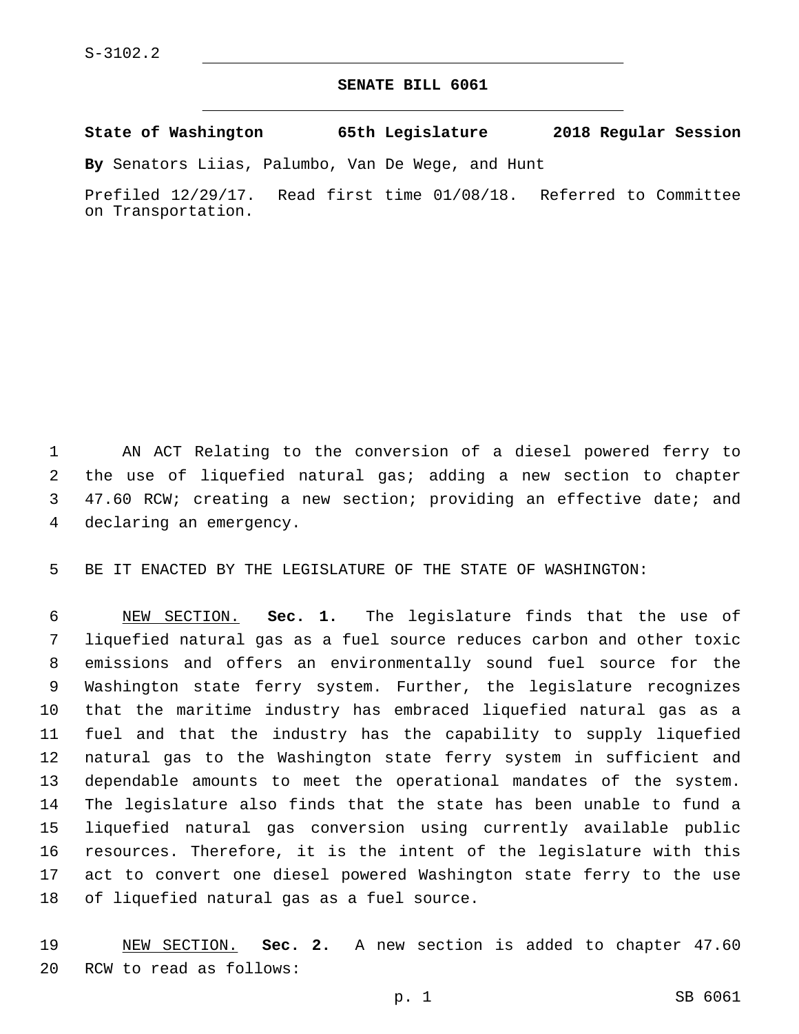S-3102.2

# SENATE BILL 6061

**State of Washington 65th Legislature 2018 Regular Session**

**By** Senators Liias, Palumbo, Van De Wege, and Hunt

Prefiled 12/29/17. Read first time 01/08/18. Referred to Committee on Transportation.

AN ACT Relating to the conversion of a diesel powered ferry to the use of liquefied natural gas; adding a new section to chapter 47.60 RCW; creating a new section; providing an effective date; and declaring an emergency.

BE IT ENACTED BY THE LEGISLATURE OF THE STATE OF WASHINGTON:

NEW SECTION. **Sec. 1.** The legislature finds that the use of liquefied natural gas as a fuel source reduces carbon and other toxic emissions and offers an environmentally sound fuel source for the Washington state ferry system. Further, the legislature recognizes that the maritime industry has embraced liquefied natural gas as a fuel and that the industry has the capability to supply liquefied natural gas to the Washington state ferry system in sufficient and dependable amounts to meet the operational mandates of the system. The legislature also finds that the state has been unable to fund a liquefied natural gas conversion using currently available public resources. Therefore, it is the intent of the legislature with this act to convert one diesel powered Washington state ferry to the use of liquefied natural gas as a fuel source.

NEW SECTION. **Sec. 2.** A new section is added to chapter 47.60 RCW to read as follows: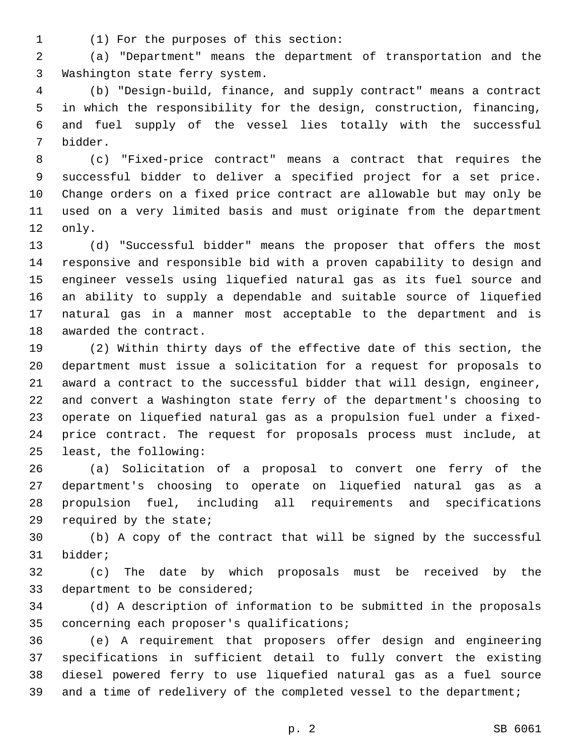(1) For the purposes of this section:

(a) "Department" means the department of transportation and the Washington state ferry system.

(b) "Design-build, finance, and supply contract" means a contract in which the responsibility for the design, construction, financing, and fuel supply of the vessel lies totally with the successful bidder.

(c) "Fixed-price contract" means a contract that requires the successful bidder to deliver a specified project for a set price. Change orders on a fixed price contract are allowable but may only be used on a very limited basis and must originate from the department only.

(d) "Successful bidder" means the proposer that offers the most responsive and responsible bid with a proven capability to design and engineer vessels using liquefied natural gas as its fuel source and an ability to supply a dependable and suitable source of liquefied natural gas in a manner most acceptable to the department and is awarded the contract.

(2) Within thirty days of the effective date of this section, the department must issue a solicitation for a request for proposals to award a contract to the successful bidder that will design, engineer, and convert a Washington state ferry of the department's choosing to operate on liquefied natural gas as a propulsion fuel under a fixed-price contract. The request for proposals process must include, at least, the following:

(a) Solicitation of a proposal to convert one ferry of the department's choosing to operate on liquefied natural gas as a propulsion fuel, including all requirements and specifications required by the state;

(b) A copy of the contract that will be signed by the successful bidder;

(c) The date by which proposals must be received by the department to be considered;

(d) A description of information to be submitted in the proposals concerning each proposer's qualifications;

(e) A requirement that proposers offer design and engineering specifications in sufficient detail to fully convert the existing diesel powered ferry to use liquefied natural gas as a fuel source and a time of redelivery of the completed vessel to the department;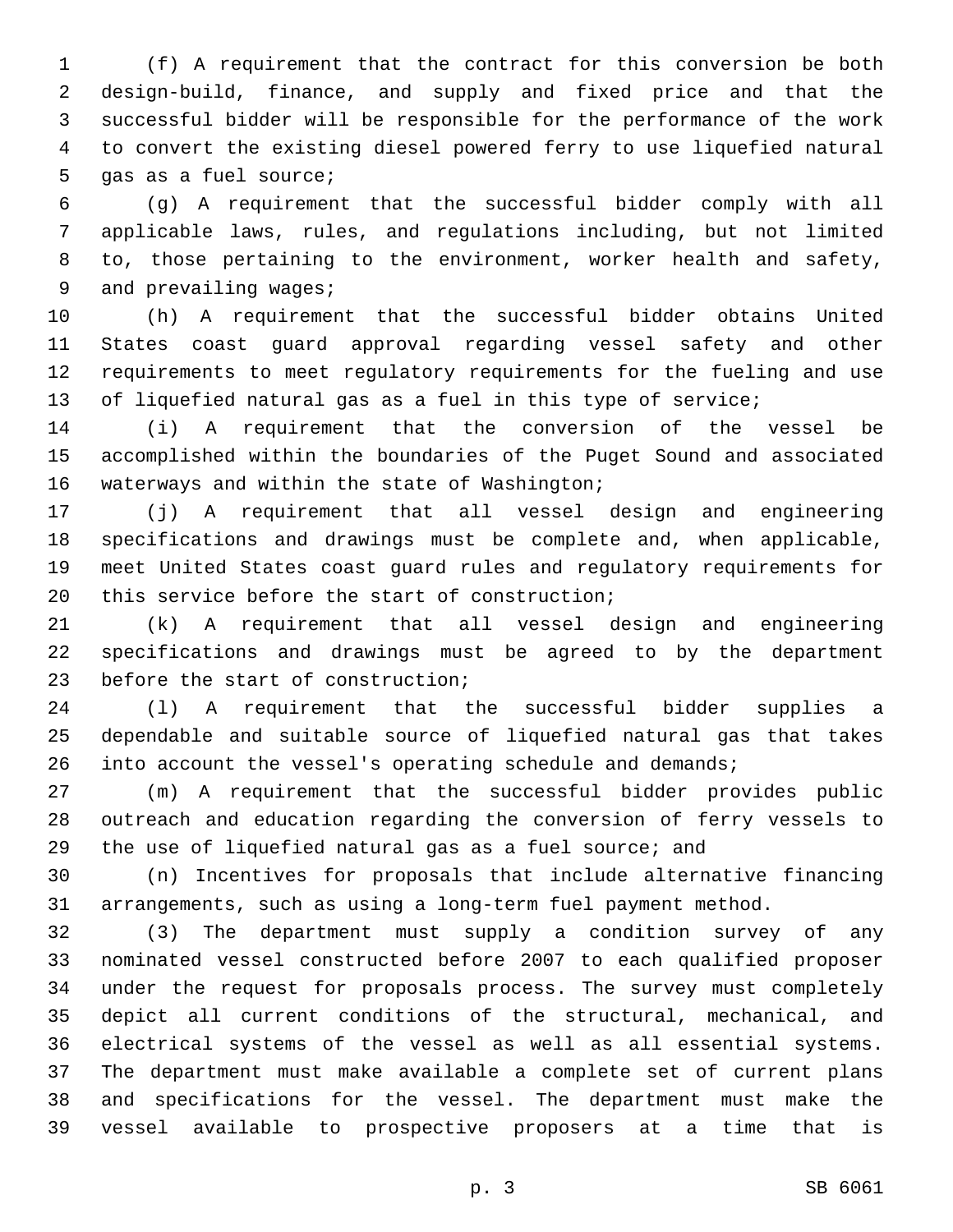(f) A requirement that the contract for this conversion be both design-build, finance, and supply and fixed price and that the successful bidder will be responsible for the performance of the work to convert the existing diesel powered ferry to use liquefied natural gas as a fuel source;

(g) A requirement that the successful bidder comply with all applicable laws, rules, and regulations including, but not limited to, those pertaining to the environment, worker health and safety, and prevailing wages;

(h) A requirement that the successful bidder obtains United States coast guard approval regarding vessel safety and other requirements to meet regulatory requirements for the fueling and use of liquefied natural gas as a fuel in this type of service;

(i) A requirement that the conversion of the vessel be accomplished within the boundaries of the Puget Sound and associated waterways and within the state of Washington;

(j) A requirement that all vessel design and engineering specifications and drawings must be complete and, when applicable, meet United States coast guard rules and regulatory requirements for this service before the start of construction;

(k) A requirement that all vessel design and engineering specifications and drawings must be agreed to by the department before the start of construction;

(l) A requirement that the successful bidder supplies a dependable and suitable source of liquefied natural gas that takes into account the vessel's operating schedule and demands;

(m) A requirement that the successful bidder provides public outreach and education regarding the conversion of ferry vessels to the use of liquefied natural gas as a fuel source; and

(n) Incentives for proposals that include alternative financing arrangements, such as using a long-term fuel payment method.

(3) The department must supply a condition survey of any nominated vessel constructed before 2007 to each qualified proposer under the request for proposals process. The survey must completely depict all current conditions of the structural, mechanical, and electrical systems of the vessel as well as all essential systems. The department must make available a complete set of current plans and specifications for the vessel. The department must make the vessel available to prospective proposers at a time that is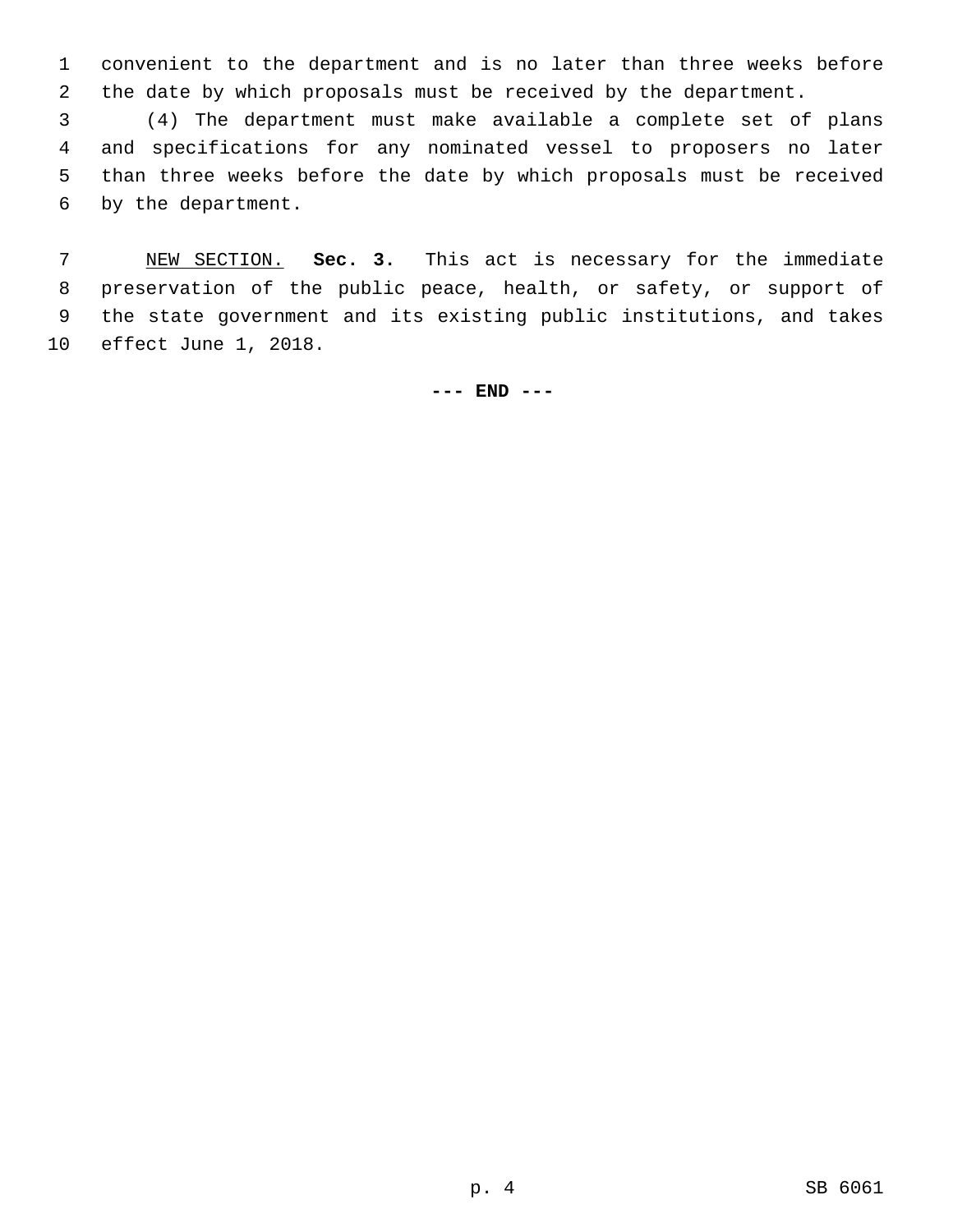convenient to the department and is no later than three weeks before the date by which proposals must be received by the department.

(4) The department must make available a complete set of plans and specifications for any nominated vessel to proposers no later than three weeks before the date by which proposals must be received by the department.

NEW SECTION. **Sec. 3.** This act is necessary for the immediate preservation of the public peace, health, or safety, or support of the state government and its existing public institutions, and takes effect June 1, 2018.

**--- END ---**